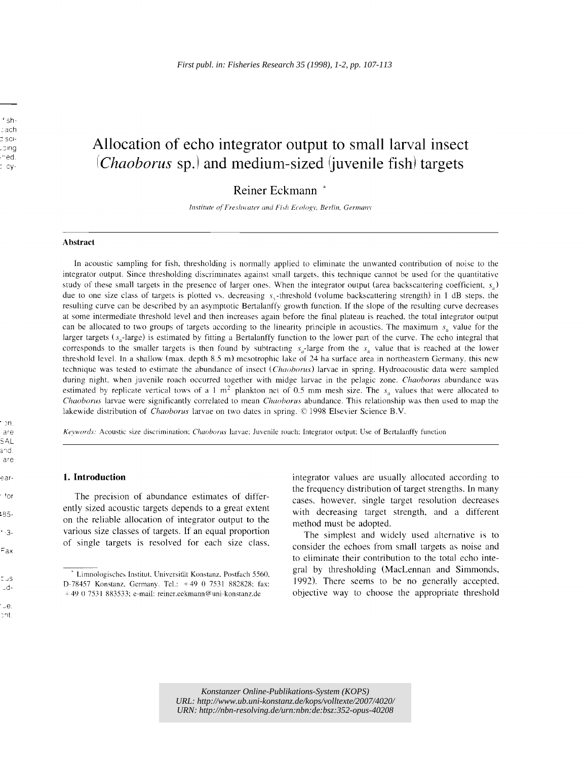First publ. in: Fisheries Research 35 (1998), 1-2, pp. 107-113

# Allocation of echo integrator output to small larval insect (*Chaoborus* sp.) and medium-sized (juvenile fish) targets

Reiner Eckmann *

*Institute of Freshwater and Fish Ecology, Berlin, Germany*

## Abstract

In acoustic sampling for fish, thresholding is normally applied to eliminate the unwanted contribution of noise to the integrator output. Since thresholding discriminates against small targets, this technique cannot be used for the quantitative study of these small targets in the presence of larger ones. When the integrator output (area backscattering coefficient, $s_a$) due to one size class of targets is plotted vs. decreasing $s_v$-threshold (volume backscattering strength) in 1 dB steps, the resulting curve can be described by an asymptotic Bertalanffy growth function. If the slope of the resulting curve decreases at some intermediate threshold level and then increases again before the final plateau is reached, the total integrator output can be allocated to two groups of targets according to the linearity principle in acoustics. The maximum $s_a$ value for the larger targets ($s_a$-large) is estimated by fitting a Bertalanffy function to the lower part of the curve. The echo integral that corresponds to the smaller targets is then found by subtracting $s_a$-large from the $s_a$ value that is reached at the lower threshold level. In a shallow (max. depth 8.5 m) mesotrophic lake of 24 ha surface area in northeastern Germany, this new technique was tested to estimate the abundance of insect (*Chaoborus*) larvae in spring. Hydroacoustic data were sampled during night, when juvenile roach occurred together with midge larvae in the pelagic zone. *Chaoborus* abundance was estimated by replicate vertical tows of a 1 $m^2$ plankton net of 0.5 mm mesh size. The $s_a$ values that were allocated to *Chaoborus* larvae were significantly correlated to mean *Chaoborus* abundance. This relationship was then used to map the lakewide distribution of *Chaoborus* larvae on two dates in spring. © 1998 Elsevier Science B.V.

*Keywords:* Acoustic size discrimination; *Chaoborus* larvae; Juvenile roach; Integrator output; Use of Bertalanffy function

## 1. Introduction

The precision of abundance estimates of differently sized acoustic targets depends to a great extent on the reliable allocation of integrator output to the various size classes of targets. If an equal proportion of single targets is resolved for each size class, integrator values are usually allocated according to the frequency distribution of target strengths. In many cases, however, single target resolution decreases with decreasing target strength, and a different method must be adopted.

The simplest and widely used alternative is to consider the echoes from small targets as noise and to eliminate their contribution to the total echo integral by thresholding (MacLennan and Simmonds, 1992). There seems to be no generally accepted, objective way to choose the appropriate threshold

---

* Limnologisches Institut, Universität Konstanz, Postfach 5560, D-78457 Konstanz, Germany. Tel.: +49 0 7531 882828; fax: +49 0 7531 883533; e-mail: reiner.eckmann@uni-konstanz.de

Konstanzer Online-Publikations-System (KOPS)
URL: http://www.ub.uni-konstanz.de/kops/volltexte/2007/4020/
URN: http://nbn-resolving.de/urn:nbn:de:bsz:352-opus-40208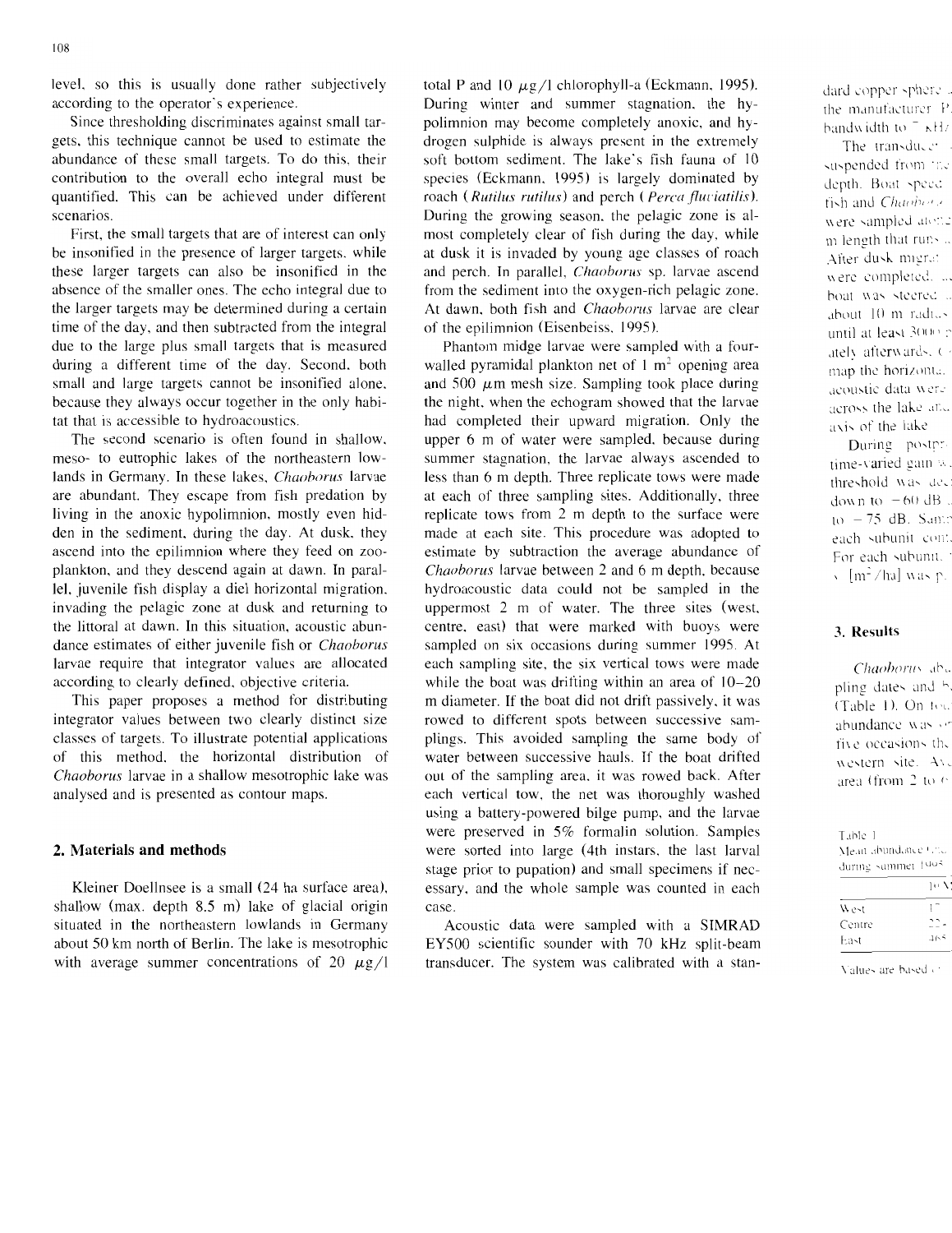level, so this is usually done rather subjectively according to the operator's experience.

Since thresholding discriminates against small targets, this technique cannot be used to estimate the abundance of these small targets. To do this, their contribution to the overall echo integral must be quantified. This can be achieved under different scenarios.

First, the small targets that are of interest can only be insonified in the presence of larger targets, while these larger targets can also be insonified in the absence of the smaller ones. The echo integral due to the larger targets may be determined during a certain time of the day, and then subtracted from the integral due to the large plus small targets that is measured during a different time of the day. Second, both small and large targets cannot be insonified alone, because they always occur together in the only habitat that is accessible to hydroacoustics.

The second scenario is often found in shallow, meso- to eutrophic lakes of the northeastern lowlands in Germany. In these lakes, *Chaoborus* larvae are abundant. They escape from fish predation by living in the anoxic hypolimnion, mostly even hidden in the sediment, during the day. At dusk, they ascend into the epilimnion where they feed on zooplankton, and they descend again at dawn. In parallel, juvenile fish display a diel horizontal migration, invading the pelagic zone at dusk and returning to the littoral at dawn. In this situation, acoustic abundance estimates of either juvenile fish or *Chaoborus* larvae require that integrator values are allocated according to clearly defined, objective criteria.

This paper proposes a method for distributing integrator values between two clearly distinct size classes of targets. To illustrate potential applications of this method, the horizontal distribution of *Chaoborus* larvae in a shallow mesotrophic lake was analysed and is presented as contour maps.

## 2. Materials and methods

Kleiner Doellnsee is a small (24 ha surface area), shallow (max. depth 8.5 m) lake of glacial origin situated in the northeastern lowlands in Germany about 50 km north of Berlin. The lake is mesotrophic with average summer concentrations of 20 $\mu g/l$ total P and 10 $\mu g/l$ chlorophyll-a (Eckmann, 1995). During winter and summer stagnation, the hypolimnion may become completely anoxic, and hydrogen sulphide is always present in the extremely soft bottom sediment. The lake's fish fauna of 10 species (Eckmann, 1995) is largely dominated by roach (*Rutilus rutilus*) and perch (*Perca fluviatilis*). During the growing season, the pelagic zone is almost completely clear of fish during the day, while at dusk it is invaded by young age classes of roach and perch. In parallel, *Chaoborus* sp. larvae ascend from the sediment into the oxygen-rich pelagic zone. At dawn, both fish and *Chaoborus* larvae are clear of the epilimnion (Eisenbeiss, 1995).

Phantom midge larvae were sampled with a four-walled pyramidal plankton net of 1 $m^2$ opening area and 500 $\mu m$ mesh size. Sampling took place during the night, when the echogram showed that the larvae had completed their upward migration. Only the upper 6 m of water were sampled, because during summer stagnation, the larvae always ascended to less than 6 m depth. Three replicate tows were made at each of three sampling sites. Additionally, three replicate tows from 2 m depth to the surface were made at each site. This procedure was adopted to estimate by subtraction the average abundance of *Chaoborus* larvae between 2 and 6 m depth, because hydroacoustic data could not be sampled in the uppermost 2 m of water. The three sites (west, centre, east) that were marked with buoys were sampled on six occasions during summer 1995. At each sampling site, the six vertical tows were made while the boat was drifting within an area of 10–20 m diameter. If the boat did not drift passively, it was rowed to different spots between successive samplings. This avoided sampling the same body of water between successive hauls. If the boat drifted out of the sampling area, it was rowed back. After each vertical tow, the net was thoroughly washed using a battery-powered bilge pump, and the larvae were preserved in 5% formalin solution. Samples were sorted into large (4th instars, the last larval stage prior to pupation) and small specimens if necessary, and the whole sample was counted in each case.

Acoustic data were sampled with a SIMRAD EY500 scientific sounder with 70 kHz split-beam transducer. The system was calibrated with a standard copper sphere ... the manufacturer ... bandwidth to 7 kHz ...

The transducer ... suspended from the ... depth. Boat speed ... fish and *Chaoborus* ... were sampled along ... m length that runs ... After dusk migra... were completed, ... boat was steered ... about 10 m radius ... until at least 3000 ... ately afterwards, ... map the horizontal ... acoustic data were ... across the lake a... axis of the lake

During postpr... time-varied gain ... threshold was dec... down to −60 dB ... to −75 dB. Sam... each subunit cont... For each subunit, ... s [$m^2$/ha] was p...

## 3. Results

*Chaoborus* abu... pling dates and ... (Table 1). On fou... abundance was ... five occasions the... western site. Av... area (from 2 to 6 ...

Table 1
Mean abundance ... during summer 1995

| | 10 ... |
|---|---|
| West | 17... |
| Centre | 22... |
| East | 16... |

Values are based o...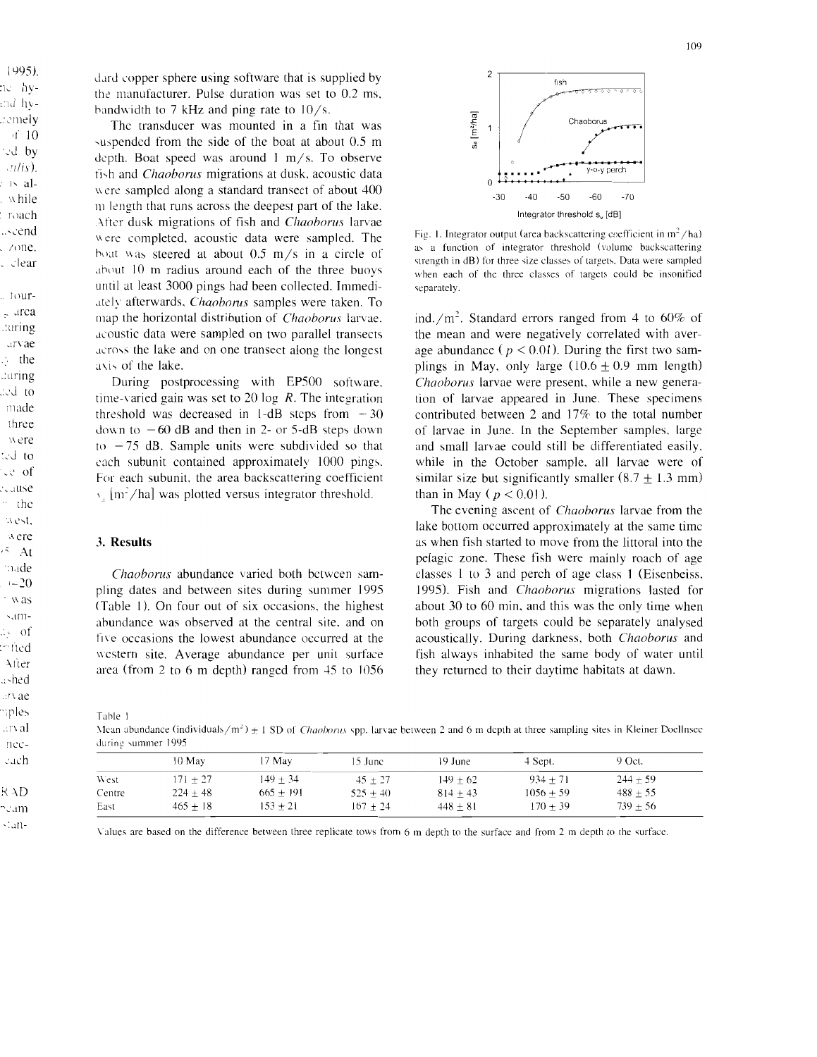dard copper sphere using software that is supplied by the manufacturer. Pulse duration was set to 0.2 ms, bandwidth to 7 kHz and ping rate to 10/s.

The transducer was mounted in a fin that was suspended from the side of the boat at about 0.5 m depth. Boat speed was around 1 m/s. To observe fish and *Chaoborus* migrations at dusk, acoustic data were sampled along a standard transect of about 400 m length that runs across the deepest part of the lake. After dusk migrations of fish and *Chaoborus* larvae were completed, acoustic data were sampled. The boat was steered at about 0.5 m/s in a circle of about 10 m radius around each of the three buoys until at least 3000 pings had been collected. Immediately afterwards, *Chaoborus* samples were taken. To map the horizontal distribution of *Chaoborus* larvae, acoustic data were sampled on two parallel transects across the lake and on one transect along the longest axis of the lake.

During postprocessing with EP500 software, time-varied gain was set to 20 log $R$. The integration threshold was decreased in 1-dB steps from $-30$ down to $-60$ dB and then in 2- or 5-dB steps down to $-75$ dB. Sample units were subdivided so that each subunit contained approximately 1000 pings. For each subunit, the area backscattering coefficient $s_A$ [m²/ha] was plotted versus integrator threshold.

## 3. Results

*Chaoborus* abundance varied both between sampling dates and between sites during summer 1995 (Table 1). On four out of six occasions, the highest abundance was observed at the central site, and on five occasions the lowest abundance occurred at the western site. Average abundance per unit surface area (from 2 to 6 m depth) ranged from 45 to 1056 ind./m². Standard errors ranged from 4 to 60% of the mean and were negatively correlated with average abundance ($p < 0.01$). During the first two samplings in May, only large ($10.6 \pm 0.9$ mm length) *Chaoborus* larvae were present, while a new generation of larvae appeared in June. These specimens contributed between 2 and 17% to the total number of larvae in June. In the September samples, large and small larvae could still be differentiated easily, while in the October sample, all larvae were of similar size but significantly smaller ($8.7 \pm 1.3$ mm) than in May ($p < 0.01$).

The evening ascent of *Chaoborus* larvae from the lake bottom occurred approximately at the same time as when fish started to move from the littoral into the pelagic zone. These fish were mainly roach of age classes 1 to 3 and perch of age class 1 (Eisenbeiss, 1995). Fish and *Chaoborus* migrations lasted for about 30 to 60 min, and this was the only time when both groups of targets could be separately analysed acoustically. During darkness, both *Chaoborus* and fish always inhabited the same body of water until they returned to their daytime habitats at dawn.

Fig. 1. Integrator output (area backscattering coefficient in m²/ha) as a function of integrator threshold (volume backscattering strength in dB) for three size classes of targets. Data were sampled when each of the three classes of targets could be insonified separately.

Table 1
Mean abundance (individuals/m²) ± 1 SD of *Chaoborus* spp. larvae between 2 and 6 m depth at three sampling sites in Kleiner Doellnsee during summer 1995

| | 10 May | 17 May | 15 June | 19 June | 4 Sept. | 9 Oct. |
|---|---|---|---|---|---|---|
| West | $171 \pm 27$ | $149 \pm 34$ | $45 \pm 27$ | $149 \pm 62$ | $934 \pm 71$ | $244 \pm 59$ |
| Centre | $224 \pm 48$ | $665 \pm 191$ | $525 \pm 40$ | $814 \pm 43$ | $1056 \pm 59$ | $488 \pm 55$ |
| East | $465 \pm 18$ | $153 \pm 21$ | $167 \pm 24$ | $448 \pm 81$ | $170 \pm 39$ | $739 \pm 56$ |

Values are based on the difference between three replicate tows from 6 m depth to the surface and from 2 m depth to the surface.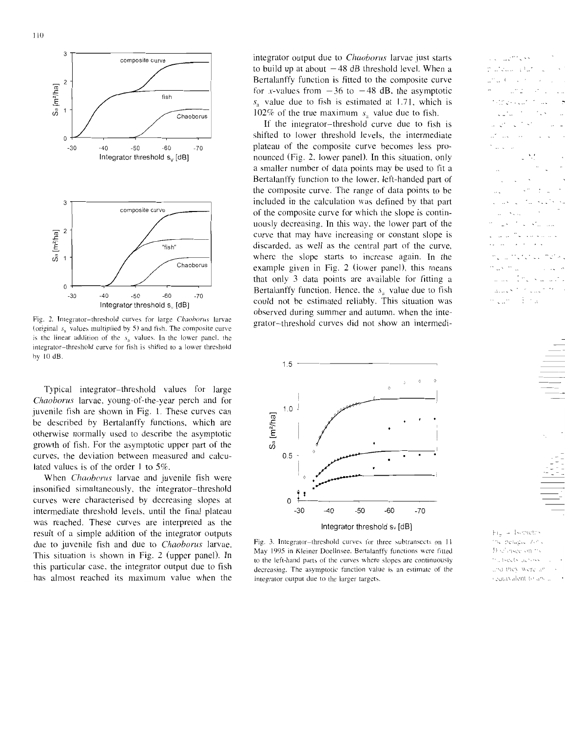Fig. 2. Integrator–threshold curves for large *Chaoborus* larvae (original $s_a$ values multiplied by 5) and fish. The composite curve is the linear addition of the $s_a$ values. In the lower panel, the integrator–threshold curve for fish is shifted to a lower threshold by 10 dB.

Typical integrator–threshold values for large *Chaoborus* larvae, young-of-the-year perch and for juvenile fish are shown in Fig. 1. These curves can be described by Bertalanffy functions, which are otherwise normally used to describe the asymptotic growth of fish. For the asymptotic upper part of the curves, the deviation between measured and calculated values is of the order 1 to 5%.

When *Chaoborus* larvae and juvenile fish were insonified simultaneously, the integrator–threshold curves were characterised by decreasing slopes at intermediate threshold levels, until the final plateau was reached. These curves are interpreted as the result of a simple addition of the integrator outputs due to juvenile fish and due to *Chaoborus* larvae. This situation is shown in Fig. 2 (upper panel). In this particular case, the integrator output due to fish has almost reached its maximum value when the integrator output due to *Chaoborus* larvae just starts to build up at about −48 dB threshold level. When a Bertalanffy function is fitted to the composite curve for $x$-values from −36 to −48 dB, the asymptotic $s_a$ value due to fish is estimated at 1.71, which is 102% of the true maximum $s_a$ value due to fish.

If the integrator–threshold curve due to fish is shifted to lower threshold levels, the intermediate plateau of the composite curve becomes less pronounced (Fig. 2, lower panel). In this situation, only a smaller number of data points may be used to fit a Bertalanffy function to the lower, left-handed part of the composite curve. The range of data points to be included in the calculation was defined by that part of the composite curve for which the slope is continuously decreasing. In this way, the lower part of the curve that may have increasing or constant slope is discarded, as well as the central part of the curve, where the slope starts to increase again. In the example given in Fig. 2 (lower panel), this means that only 3 data points are available for fitting a Bertalanffy function. Hence, the $s_a$ value due to fish could not be estimated reliably. This situation was observed during summer and autumn, when the integrator–threshold curves did not show an intermedi-

Fig. 3. Integrator–threshold curves for three subtransects on 11 May 1995 in Kleiner Doellnsee. Bertalanffy functions were fitted to the left-hand parts of the curves where slopes are continuously decreasing. The asymptotic function value is an estimate of the integrator output due to the larger targets.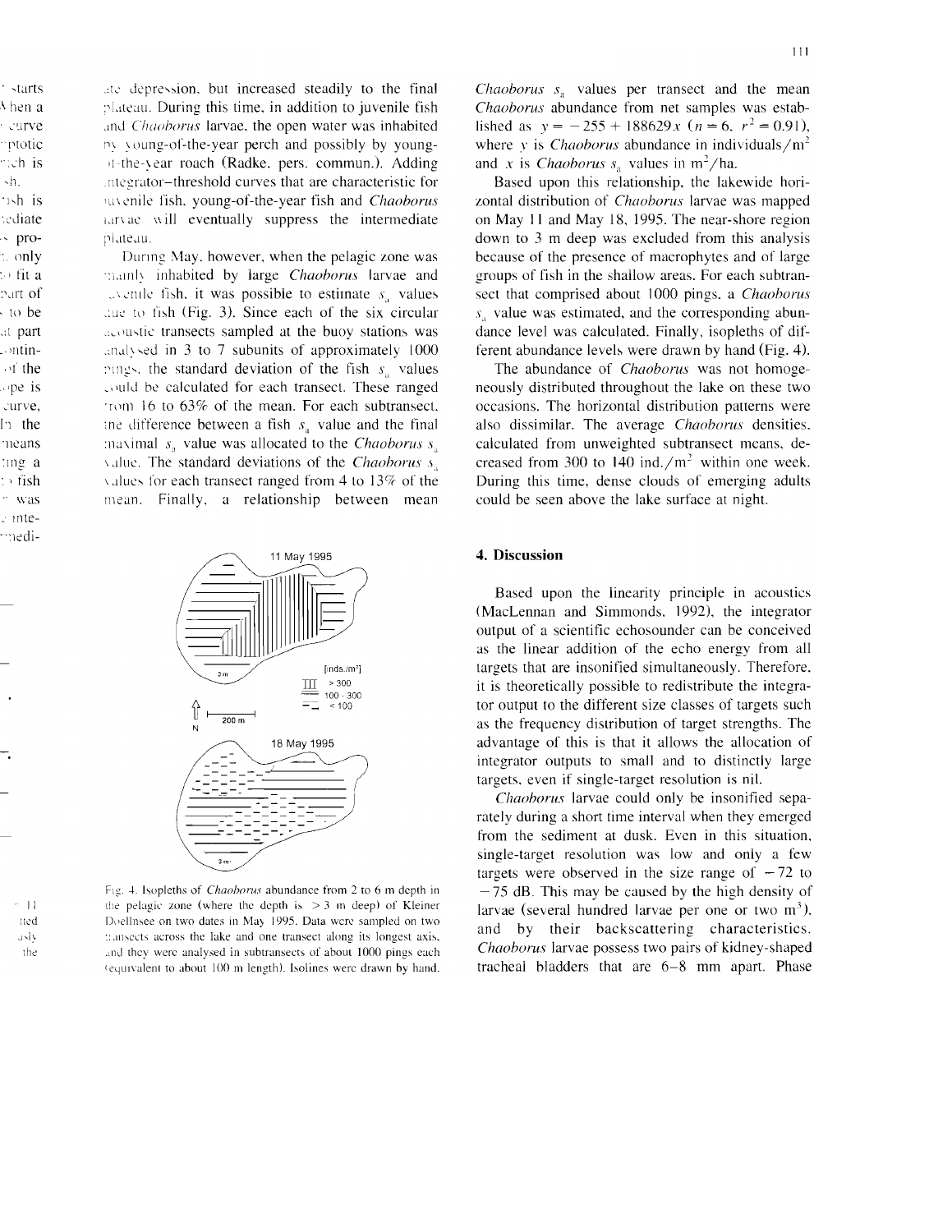ate depression, but increased steadily to the final plateau. During this time, in addition to juvenile fish and *Chaoborus* larvae, the open water was inhabited by young-of-the-year perch and possibly by young-of-the-year roach (Radke, pers. commun.). Adding integrator–threshold curves that are characteristic for juvenile fish, young-of-the-year fish and *Chaoborus* larvae will eventually suppress the intermediate plateau.

During May, however, when the pelagic zone was mainly inhabited by large *Chaoborus* larvae and juvenile fish, it was possible to estimate $s_a$ values due to fish (Fig. 3). Since each of the six circular acoustic transects sampled at the buoy stations was analysed in 3 to 7 subunits of approximately 1000 pings, the standard deviation of the fish $s_a$ values could be calculated for each transect. These ranged from 16 to 63% of the mean. For each subtransect, the difference between a fish $s_a$ value and the final maximal $s_a$ value was allocated to the *Chaoborus* $s_a$ value. The standard deviations of the *Chaoborus* $s_a$ values for each transect ranged from 4 to 13% of the mean. Finally, a relationship between mean *Chaoborus* $s_a$ values per transect and the mean *Chaoborus* abundance from net samples was established as $y = -255 + 188629x$ ($n = 6$, $r^2 = 0.91$), where $y$ is *Chaoborus* abundance in individuals/m$^2$ and $x$ is *Chaoborus* $s_a$ values in m$^2$/ha.

Based upon this relationship, the lakewide horizontal distribution of *Chaoborus* larvae was mapped on May 11 and May 18, 1995. The near-shore region down to 3 m deep was excluded from this analysis because of the presence of macrophytes and of large groups of fish in the shallow areas. For each subtransect that comprised about 1000 pings, a *Chaoborus* $s_a$ value was estimated, and the corresponding abundance level was calculated. Finally, isopleths of different abundance levels were drawn by hand (Fig. 4).

The abundance of *Chaoborus* was not homogeneously distributed throughout the lake on these two occasions. The horizontal distribution patterns were also dissimilar. The average *Chaoborus* densities, calculated from unweighted subtransect means, decreased from 300 to 140 ind./m$^2$ within one week. During this time, dense clouds of emerging adults could be seen above the lake surface at night.

Fig. 4. Isopleths of *Chaoborus* abundance from 2 to 6 m depth in the pelagic zone (where the depth is > 3 m deep) of Kleiner Döllnsee on two dates in May 1995. Data were sampled on two transects across the lake and one transect along its longest axis, and they were analysed in subtransects of about 1000 pings each (equivalent to about 100 m length). Isolines were drawn by hand.

## 4. Discussion

Based upon the linearity principle in acoustics (MacLennan and Simmonds, 1992), the integrator output of a scientific echosounder can be conceived as the linear addition of the echo energy from all targets that are insonified simultaneously. Therefore, it is theoretically possible to redistribute the integrator output to the different size classes of targets such as the frequency distribution of target strengths. The advantage of this is that it allows the allocation of integrator outputs to small and to distinctly large targets, even if single-target resolution is nil.

*Chaoborus* larvae could only be insonified separately during a short time interval when they emerged from the sediment at dusk. Even in this situation, single-target resolution was low and only a few targets were observed in the size range of −72 to −75 dB. This may be caused by the high density of larvae (several hundred larvae per one or two m$^3$), and by their backscattering characteristics. *Chaoborus* larvae possess two pairs of kidney-shaped tracheal bladders that are 6–8 mm apart. Phase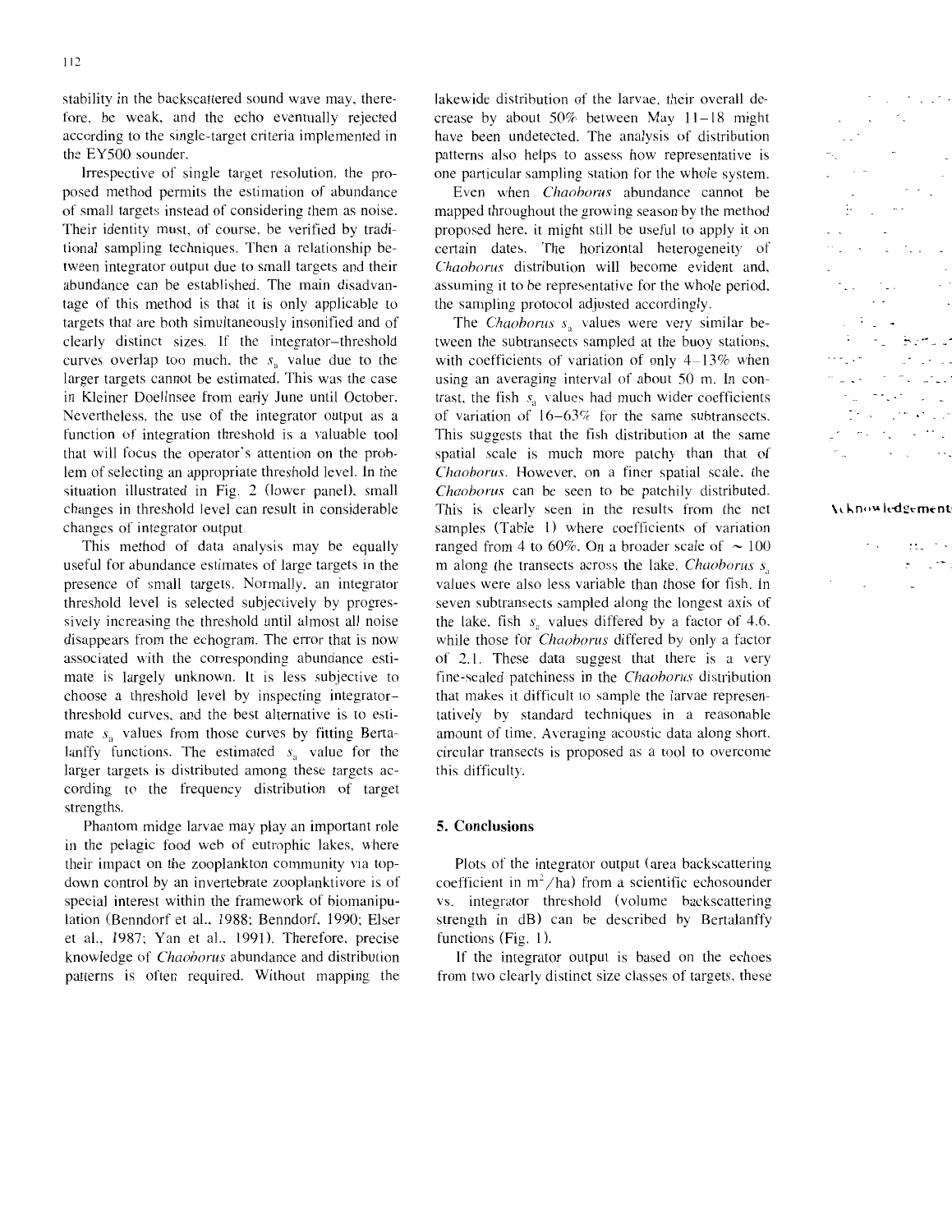stability in the backscattered sound wave may, therefore, be weak, and the echo eventually rejected according to the single-target criteria implemented in the EY500 sounder.

Irrespective of single target resolution, the proposed method permits the estimation of abundance of small targets instead of considering them as noise. Their identity must, of course, be verified by traditional sampling techniques. Then a relationship between integrator output due to small targets and their abundance can be established. The main disadvantage of this method is that it is only applicable to targets that are both simultaneously insonified and of clearly distinct sizes. If the integrator–threshold curves overlap too much, the $s_a$ value due to the larger targets cannot be estimated. This was the case in Kleiner Doellnsee from early June until October. Nevertheless, the use of the integrator output as a function of integration threshold is a valuable tool that will focus the operator's attention on the problem of selecting an appropriate threshold level. In the situation illustrated in Fig. 2 (lower panel), small changes in threshold level can result in considerable changes of integrator output.

This method of data analysis may be equally useful for abundance estimates of large targets in the presence of small targets. Normally, an integrator threshold level is selected subjectively by progressively increasing the threshold until almost all noise disappears from the echogram. The error that is now associated with the corresponding abundance estimate is largely unknown. It is less subjective to choose a threshold level by inspecting integrator–threshold curves, and the best alternative is to estimate $s_a$ values from those curves by fitting Bertalanffy functions. The estimated $s_a$ value for the larger targets is distributed among these targets according to the frequency distribution of target strengths.

Phantom midge larvae may play an important role in the pelagic food web of eutrophic lakes, where their impact on the zooplankton community via top-down control by an invertebrate zooplanktivore is of special interest within the framework of biomanipulation (Benndorf et al., 1988; Benndorf, 1990; Elser et al., 1987; Yan et al., 1991). Therefore, precise knowledge of *Chaoborus* abundance and distribution patterns is often required. Without mapping the lakewide distribution of the larvae, their overall decrease by about 50% between May 11–18 might have been undetected. The analysis of distribution patterns also helps to assess how representative is one particular sampling station for the whole system.

Even when *Chaoborus* abundance cannot be mapped throughout the growing season by the method proposed here, it might still be useful to apply it on certain dates. The horizontal heterogeneity of *Chaoborus* distribution will become evident and, assuming it to be representative for the whole period, the sampling protocol adjusted accordingly.

The *Chaoborus* $s_a$ values were very similar between the subtransects sampled at the buoy stations, with coefficients of variation of only 4–13% when using an averaging interval of about 50 m. In contrast, the fish $s_a$ values had much wider coefficients of variation of 16–63% for the same subtransects. This suggests that the fish distribution at the same spatial scale is much more patchy than that of *Chaoborus*. However, on a finer spatial scale, the *Chaoborus* can be seen to be patchily distributed. This is clearly seen in the results from the net samples (Table 1) where coefficients of variation ranged from 4 to 60%. On a broader scale of ~ 100 m along the transects across the lake, *Chaoborus* $s_a$ values were also less variable than those for fish. In seven subtransects sampled along the longest axis of the lake, fish $s_a$ values differed by a factor of 4.6, while those for *Chaoborus* differed by only a factor of 2.1. These data suggest that there is a very fine-scaled patchiness in the *Chaoborus* distribution that makes it difficult to sample the larvae representatively by standard techniques in a reasonable amount of time. Averaging acoustic data along short, circular transects is proposed as a tool to overcome this difficulty.

## 5. Conclusions

Plots of the integrator output (area backscattering coefficient in $m^2/ha$) from a scientific echosounder vs. integrator threshold (volume backscattering strength in dB) can be described by Bertalanffy functions (Fig. 1).

If the integrator output is based on the echoes from two clearly distinct size classes of targets, these

## Acknowledgements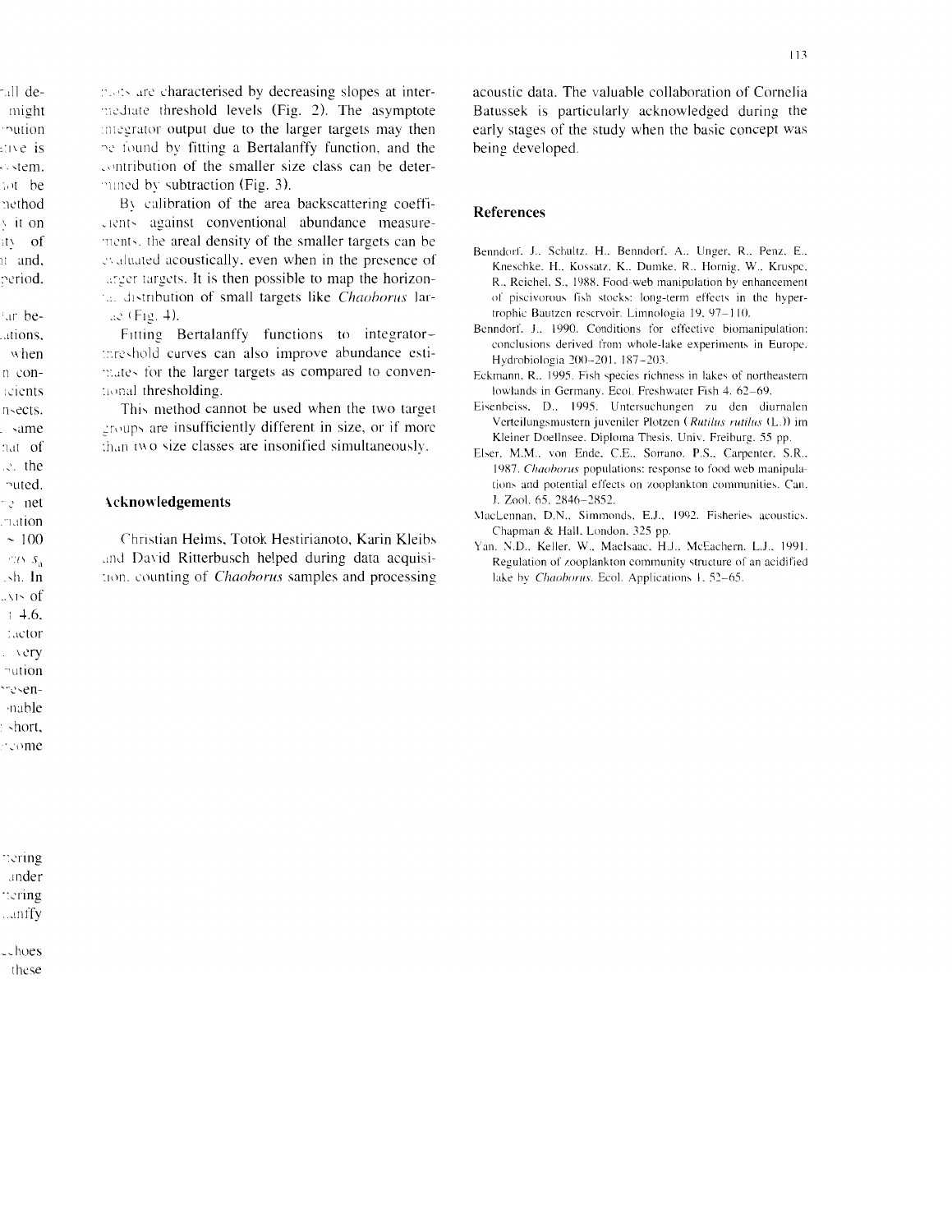...ots are characterised by decreasing slopes at intermediate threshold levels (Fig. 2). The asymptote integrator output due to the larger targets may then be found by fitting a Bertalanffy function, and the contribution of the smaller size class can be determined by subtraction (Fig. 3).

By calibration of the area backscattering coefficients against conventional abundance measurements, the areal density of the smaller targets can be evaluated acoustically, even when in the presence of larger targets. It is then possible to map the horizontal distribution of small targets like *Chaoborus* larvae (Fig. 4).

Fitting Bertalanffy functions to integrator–threshold curves can also improve abundance estimates for the larger targets as compared to conventional thresholding.

This method cannot be used when the two target groups are insufficiently different in size, or if more than two size classes are insonified simultaneously.

## Acknowledgements

Christian Helms, Totok Hestirianoto, Karin Kleibs and David Ritterbusch helped during data acquisition, counting of *Chaoborus* samples and processing acoustic data. The valuable collaboration of Cornelia Batussek is particularly acknowledged during the early stages of the study when the basic concept was being developed.

## References

Benndorf, J., Schultz, H., Benndorf, A., Unger, R., Penz, E., Kneschke, H., Kossatz, K., Dumke, R., Hornig, W., Kruspe, R., Reichel, S., 1988. Food-web manipulation by enhancement of piscivorous fish stocks: long-term effects in the hypertrophic Bautzen reservoir. Limnologia 19, 97–110.

Benndorf, J., 1990. Conditions for effective biomanipulation: conclusions derived from whole-lake experiments in Europe. Hydrobiologia 200–201, 187–203.

Eckmann, R., 1995. Fish species richness in lakes of northeastern lowlands in Germany. Ecol. Freshwater Fish 4, 62–69.

Eisenbeiss, D., 1995. Untersuchungen zu den diurnalen Verteilungsmustern juveniler Plotzen (*Rutilus rutilus* (L.)) im Kleiner Doellnsee. Diploma Thesis. Univ. Freiburg. 55 pp.

Elser, M.M., von Ende, C.E., Sorrano, P.S., Carpenter, S.R., 1987. *Chaoborus* populations: response to food web manipulations and potential effects on zooplankton communities. Can. J. Zool. 65, 2846–2852.

MacLennan, D.N., Simmonds, E.J., 1992. Fisheries acoustics. Chapman & Hall, London, 325 pp.

Yan, N.D., Keller, W., MacIsaac, H.J., McEachern, L.J., 1991. Regulation of zooplankton community structure of an acidified lake by *Chaoborus*. Ecol. Applications 1, 52–65.